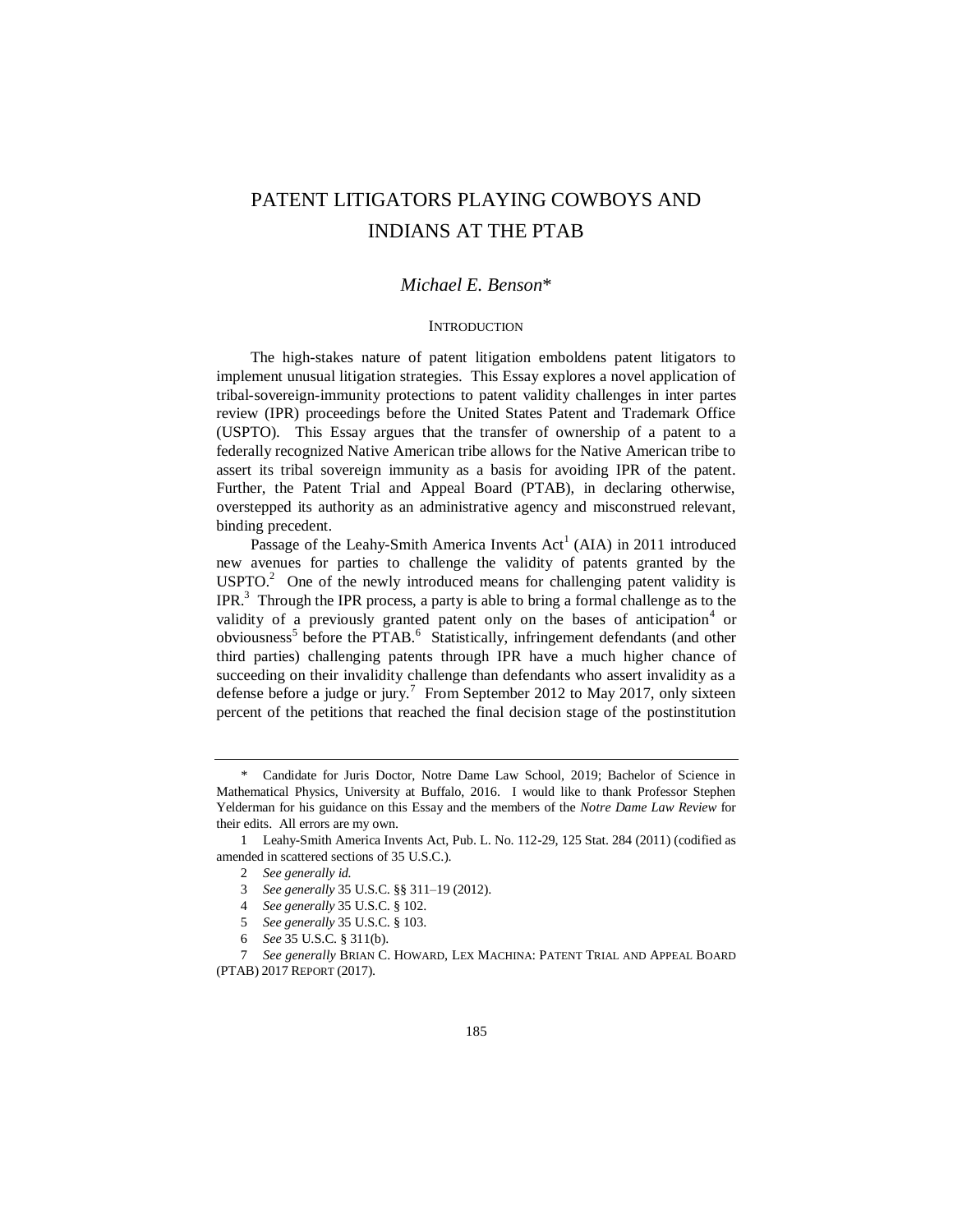# PATENT LITIGATORS PLAYING COWBOYS AND INDIANS AT THE PTAB

*Michael E. Benson*\*

## INTRODUCTION

The high-stakes nature of patent litigation emboldens patent litigators to implement unusual litigation strategies. This Essay explores a novel application of tribal-sovereign-immunity protections to patent validity challenges in inter partes review (IPR) proceedings before the United States Patent and Trademark Office (USPTO). This Essay argues that the transfer of ownership of a patent to a federally recognized Native American tribe allows for the Native American tribe to assert its tribal sovereign immunity as a basis for avoiding IPR of the patent. Further, the Patent Trial and Appeal Board (PTAB), in declaring otherwise, overstepped its authority as an administrative agency and misconstrued relevant, binding precedent.

Passage of the Leahy-Smith America Invents Act[1] (AIA) in 2011 introduced new avenues for parties to challenge the validity of patents granted by the USPTO.[2] One of the newly introduced means for challenging patent validity is IPR.[3] Through the IPR process, a party is able to bring a formal challenge as to the validity of a previously granted patent only on the bases of anticipation[4] or obviousness[5] before the PTAB.[6] Statistically, infringement defendants (and other third parties) challenging patents through IPR have a much higher chance of succeeding on their invalidity challenge than defendants who assert invalidity as a defense before a judge or jury.[7] From September 2012 to May 2017, only sixteen percent of the petitions that reached the final decision stage of the postinstitution

---

\* Candidate for Juris Doctor, Notre Dame Law School, 2019; Bachelor of Science in Mathematical Physics, University at Buffalo, 2016. I would like to thank Professor Stephen Yelderman for his guidance on this Essay and the members of the *Notre Dame Law Review* for their edits. All errors are my own.

1 Leahy-Smith America Invents Act, Pub. L. No. 112-29, 125 Stat. 284 (2011) (codified as amended in scattered sections of 35 U.S.C.).

2 *See generally id.*

3 *See generally* 35 U.S.C. §§ 311–19 (2012).

4 *See generally* 35 U.S.C. § 102.

5 *See generally* 35 U.S.C. § 103.

6 *See* 35 U.S.C. § 311(b).

7 *See generally* BRIAN C. HOWARD, LEX MACHINA: PATENT TRIAL AND APPEAL BOARD (PTAB) 2017 REPORT (2017).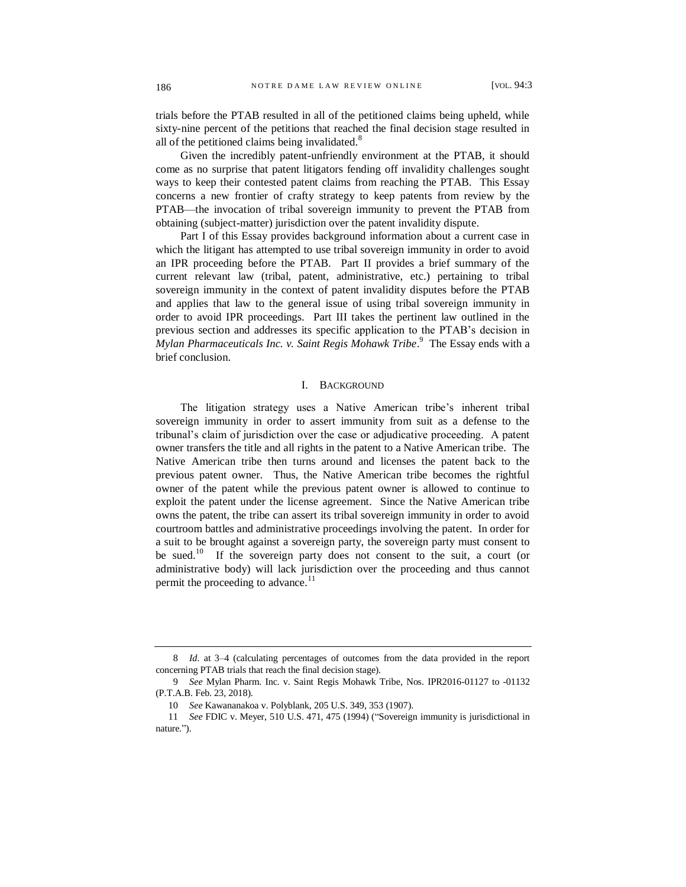trials before the PTAB resulted in all of the petitioned claims being upheld, while sixty-nine percent of the petitions that reached the final decision stage resulted in all of the petitioned claims being invalidated.[8]

Given the incredibly patent-unfriendly environment at the PTAB, it should come as no surprise that patent litigators fending off invalidity challenges sought ways to keep their contested patent claims from reaching the PTAB. This Essay concerns a new frontier of crafty strategy to keep patents from review by the PTAB—the invocation of tribal sovereign immunity to prevent the PTAB from obtaining (subject-matter) jurisdiction over the patent invalidity dispute.

Part I of this Essay provides background information about a current case in which the litigant has attempted to use tribal sovereign immunity in order to avoid an IPR proceeding before the PTAB. Part II provides a brief summary of the current relevant law (tribal, patent, administrative, etc.) pertaining to tribal sovereign immunity in the context of patent invalidity disputes before the PTAB and applies that law to the general issue of using tribal sovereign immunity in order to avoid IPR proceedings. Part III takes the pertinent law outlined in the previous section and addresses its specific application to the PTAB's decision in *Mylan Pharmaceuticals Inc. v. Saint Regis Mohawk Tribe*.[9] The Essay ends with a brief conclusion.

## I. Background

The litigation strategy uses a Native American tribe's inherent tribal sovereign immunity in order to assert immunity from suit as a defense to the tribunal's claim of jurisdiction over the case or adjudicative proceeding. A patent owner transfers the title and all rights in the patent to a Native American tribe. The Native American tribe then turns around and licenses the patent back to the previous patent owner. Thus, the Native American tribe becomes the rightful owner of the patent while the previous patent owner is allowed to continue to exploit the patent under the license agreement. Since the Native American tribe owns the patent, the tribe can assert its tribal sovereign immunity in order to avoid courtroom battles and administrative proceedings involving the patent. In order for a suit to be brought against a sovereign party, the sovereign party must consent to be sued.[10] If the sovereign party does not consent to the suit, a court (or administrative body) will lack jurisdiction over the proceeding and thus cannot permit the proceeding to advance.[11]

---

8 *Id.* at 3–4 (calculating percentages of outcomes from the data provided in the report concerning PTAB trials that reach the final decision stage).

9 *See* Mylan Pharm. Inc. v. Saint Regis Mohawk Tribe, Nos. IPR2016-01127 to -01132 (P.T.A.B. Feb. 23, 2018).

10 *See* Kawananakoa v. Polyblank, 205 U.S. 349, 353 (1907).

11 *See* FDIC v. Meyer, 510 U.S. 471, 475 (1994) ("Sovereign immunity is jurisdictional in nature.").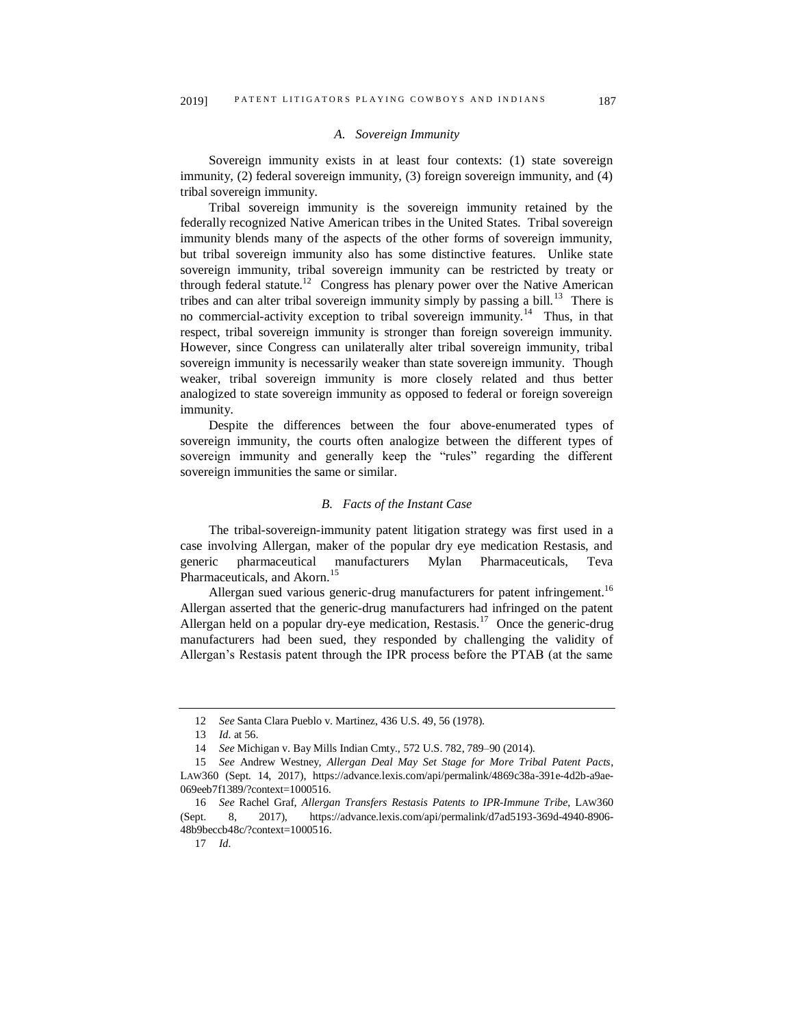### *A. Sovereign Immunity*

Sovereign immunity exists in at least four contexts: (1) state sovereign immunity, (2) federal sovereign immunity, (3) foreign sovereign immunity, and (4) tribal sovereign immunity.

Tribal sovereign immunity is the sovereign immunity retained by the federally recognized Native American tribes in the United States. Tribal sovereign immunity blends many of the aspects of the other forms of sovereign immunity, but tribal sovereign immunity also has some distinctive features. Unlike state sovereign immunity, tribal sovereign immunity can be restricted by treaty or through federal statute.[12] Congress has plenary power over the Native American tribes and can alter tribal sovereign immunity simply by passing a bill.[13] There is no commercial-activity exception to tribal sovereign immunity.[14] Thus, in that respect, tribal sovereign immunity is stronger than foreign sovereign immunity. However, since Congress can unilaterally alter tribal sovereign immunity, tribal sovereign immunity is necessarily weaker than state sovereign immunity. Though weaker, tribal sovereign immunity is more closely related and thus better analogized to state sovereign immunity as opposed to federal or foreign sovereign immunity.

Despite the differences between the four above-enumerated types of sovereign immunity, the courts often analogize between the different types of sovereign immunity and generally keep the "rules" regarding the different sovereign immunities the same or similar.

### *B. Facts of the Instant Case*

The tribal-sovereign-immunity patent litigation strategy was first used in a case involving Allergan, maker of the popular dry eye medication Restasis, and generic pharmaceutical manufacturers Mylan Pharmaceuticals, Teva Pharmaceuticals, and Akorn.[15]

Allergan sued various generic-drug manufacturers for patent infringement.[16] Allergan asserted that the generic-drug manufacturers had infringed on the patent Allergan held on a popular dry-eye medication, Restasis.[17] Once the generic-drug manufacturers had been sued, they responded by challenging the validity of Allergan's Restasis patent through the IPR process before the PTAB (at the same

---

12 *See* Santa Clara Pueblo v. Martinez, 436 U.S. 49, 56 (1978).

13 *Id.* at 56.

14 *See* Michigan v. Bay Mills Indian Cmty., 572 U.S. 782, 789–90 (2014).

15 *See* Andrew Westney, *Allergan Deal May Set Stage for More Tribal Patent Pacts*, LAW360 (Sept. 14, 2017), https://advance.lexis.com/api/permalink/4869c38a-391e-4d2b-a9ae-069eeb7f1389/?context=1000516.

16 *See* Rachel Graf, *Allergan Transfers Restasis Patents to IPR-Immune Tribe*, LAW360 (Sept. 8, 2017), https://advance.lexis.com/api/permalink/d7ad5193-369d-4940-8906-48b9beccb48c/?context=1000516.

17 *Id.*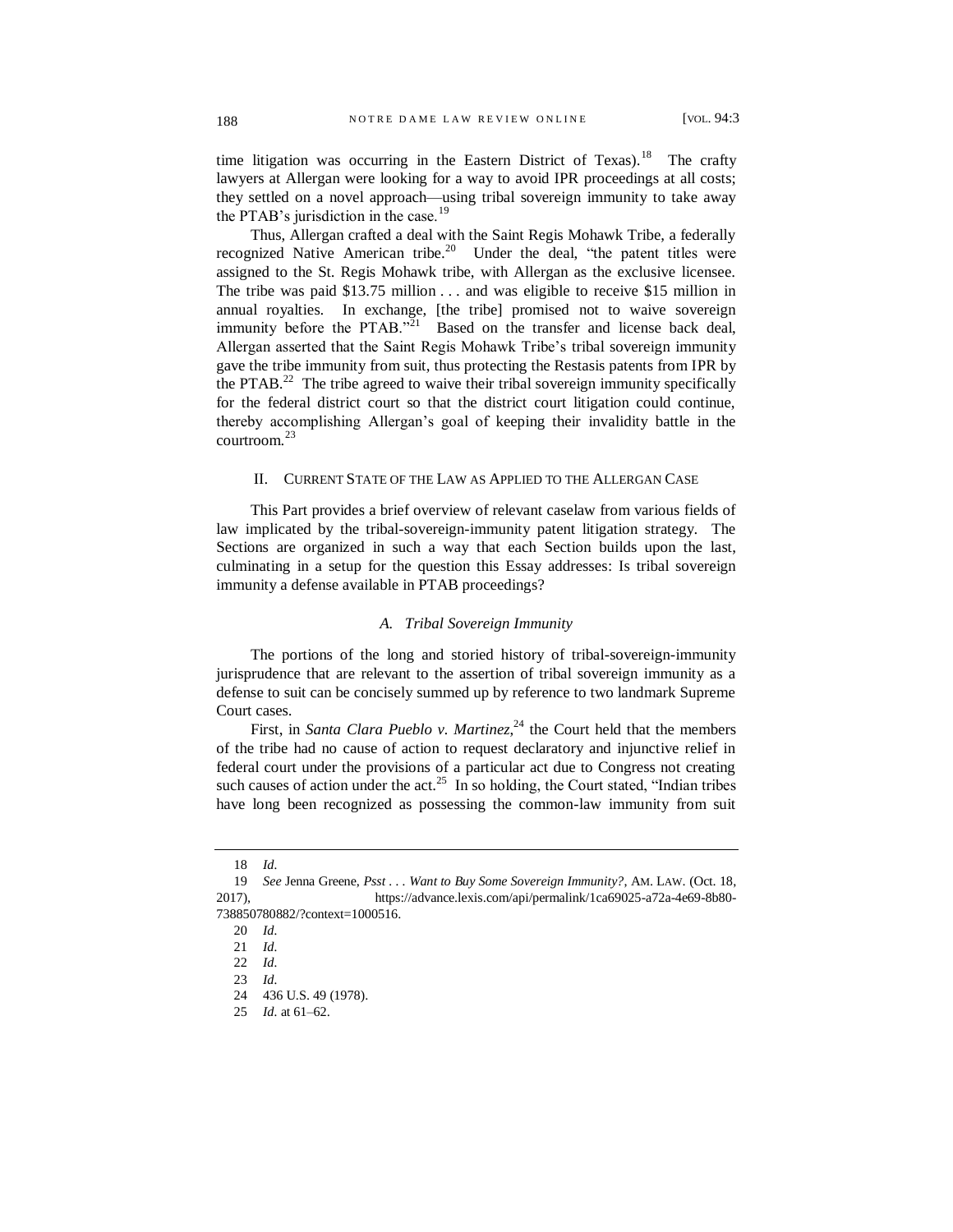time litigation was occurring in the Eastern District of Texas).[18] The crafty lawyers at Allergan were looking for a way to avoid IPR proceedings at all costs; they settled on a novel approach—using tribal sovereign immunity to take away the PTAB's jurisdiction in the case.[19]

Thus, Allergan crafted a deal with the Saint Regis Mohawk Tribe, a federally recognized Native American tribe.[20] Under the deal, "the patent titles were assigned to the St. Regis Mohawk tribe, with Allergan as the exclusive licensee. The tribe was paid $13.75 million . . . and was eligible to receive $15 million in annual royalties. In exchange, [the tribe] promised not to waive sovereign immunity before the PTAB."[21] Based on the transfer and license back deal, Allergan asserted that the Saint Regis Mohawk Tribe's tribal sovereign immunity gave the tribe immunity from suit, thus protecting the Restasis patents from IPR by the PTAB.[22] The tribe agreed to waive their tribal sovereign immunity specifically for the federal district court so that the district court litigation could continue, thereby accomplishing Allergan's goal of keeping their invalidity battle in the courtroom.[23]

## II. Current State of the Law as Applied to the Allergan Case

This Part provides a brief overview of relevant caselaw from various fields of law implicated by the tribal-sovereign-immunity patent litigation strategy. The Sections are organized in such a way that each Section builds upon the last, culminating in a setup for the question this Essay addresses: Is tribal sovereign immunity a defense available in PTAB proceedings?

### *A. Tribal Sovereign Immunity*

The portions of the long and storied history of tribal-sovereign-immunity jurisprudence that are relevant to the assertion of tribal sovereign immunity as a defense to suit can be concisely summed up by reference to two landmark Supreme Court cases.

First, in *Santa Clara Pueblo v. Martinez*,[24] the Court held that the members of the tribe had no cause of action to request declaratory and injunctive relief in federal court under the provisions of a particular act due to Congress not creating such causes of action under the act.[25] In so holding, the Court stated, "Indian tribes have long been recognized as possessing the common-law immunity from suit

---

18 *Id.*

19 *See* Jenna Greene, *Psst . . . Want to Buy Some Sovereign Immunity?*, AM. LAW. (Oct. 18, 2017), https://advance.lexis.com/api/permalink/1ca69025-a72a-4e69-8b80-738850780882/?context=1000516.

20 *Id.*

21 *Id.*

22 *Id.*

23 *Id.*

24 436 U.S. 49 (1978).

25 *Id.* at 61–62.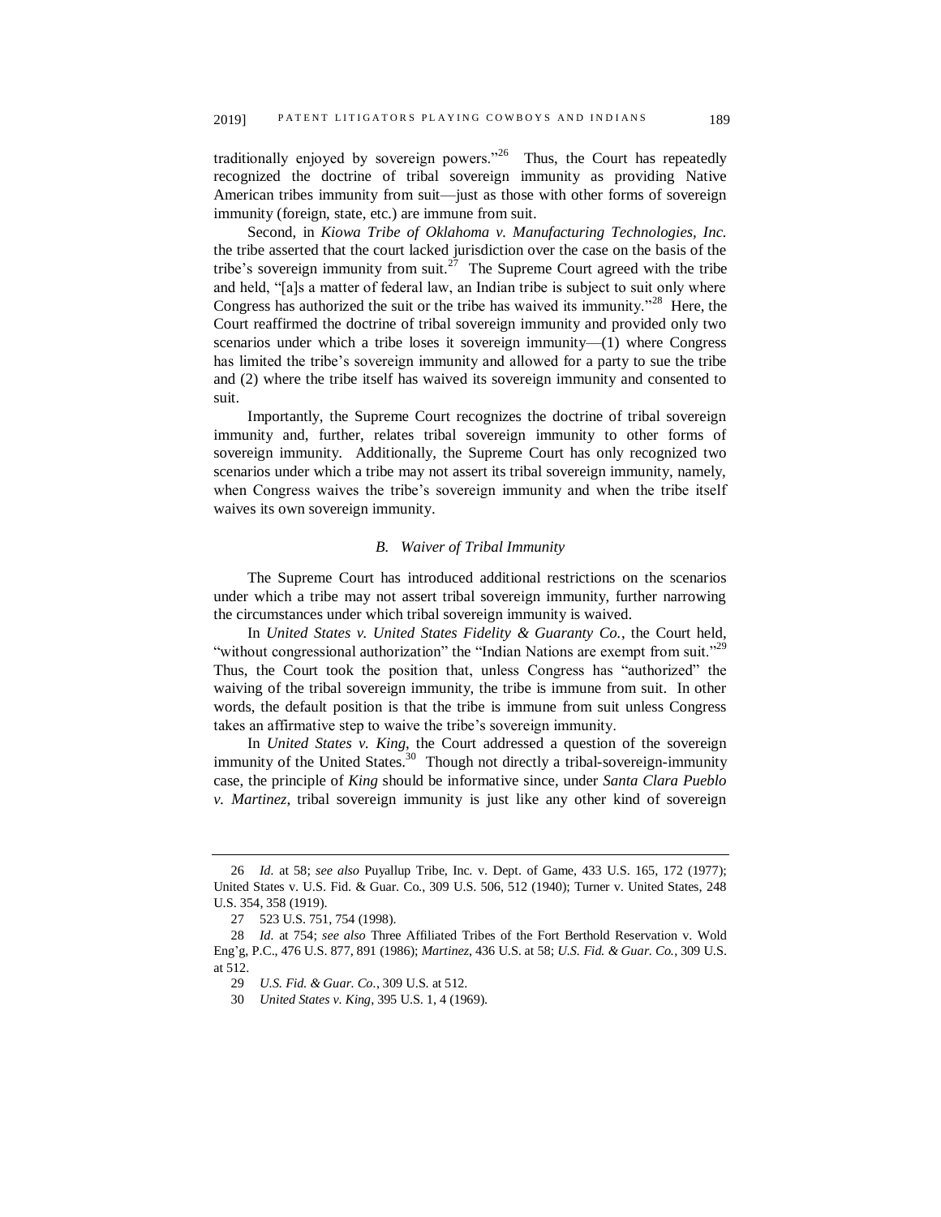traditionally enjoyed by sovereign powers."[26] Thus, the Court has repeatedly recognized the doctrine of tribal sovereign immunity as providing Native American tribes immunity from suit—just as those with other forms of sovereign immunity (foreign, state, etc.) are immune from suit.

Second, in *Kiowa Tribe of Oklahoma v. Manufacturing Technologies, Inc.* the tribe asserted that the court lacked jurisdiction over the case on the basis of the tribe's sovereign immunity from suit.[27] The Supreme Court agreed with the tribe and held, "[a]s a matter of federal law, an Indian tribe is subject to suit only where Congress has authorized the suit or the tribe has waived its immunity."[28] Here, the Court reaffirmed the doctrine of tribal sovereign immunity and provided only two scenarios under which a tribe loses it sovereign immunity—(1) where Congress has limited the tribe's sovereign immunity and allowed for a party to sue the tribe and (2) where the tribe itself has waived its sovereign immunity and consented to suit.

Importantly, the Supreme Court recognizes the doctrine of tribal sovereign immunity and, further, relates tribal sovereign immunity to other forms of sovereign immunity. Additionally, the Supreme Court has only recognized two scenarios under which a tribe may not assert its tribal sovereign immunity, namely, when Congress waives the tribe's sovereign immunity and when the tribe itself waives its own sovereign immunity.

### *B. Waiver of Tribal Immunity*

The Supreme Court has introduced additional restrictions on the scenarios under which a tribe may not assert tribal sovereign immunity, further narrowing the circumstances under which tribal sovereign immunity is waived.

In *United States v. United States Fidelity & Guaranty Co.*, the Court held, "without congressional authorization" the "Indian Nations are exempt from suit."[29] Thus, the Court took the position that, unless Congress has "authorized" the waiving of the tribal sovereign immunity, the tribe is immune from suit. In other words, the default position is that the tribe is immune from suit unless Congress takes an affirmative step to waive the tribe's sovereign immunity.

In *United States v. King*, the Court addressed a question of the sovereign immunity of the United States.[30] Though not directly a tribal-sovereign-immunity case, the principle of *King* should be informative since, under *Santa Clara Pueblo v. Martinez*, tribal sovereign immunity is just like any other kind of sovereign

---

26 *Id.* at 58; *see also* Puyallup Tribe, Inc. v. Dept. of Game, 433 U.S. 165, 172 (1977); United States v. U.S. Fid. & Guar. Co., 309 U.S. 506, 512 (1940); Turner v. United States, 248 U.S. 354, 358 (1919).

27 523 U.S. 751, 754 (1998).

28 *Id.* at 754; *see also* Three Affiliated Tribes of the Fort Berthold Reservation v. Wold Eng'g, P.C., 476 U.S. 877, 891 (1986); *Martinez*, 436 U.S. at 58; *U.S. Fid. & Guar. Co.*, 309 U.S. at 512.

29 *U.S. Fid. & Guar. Co.*, 309 U.S. at 512.

30 *United States v. King*, 395 U.S. 1, 4 (1969).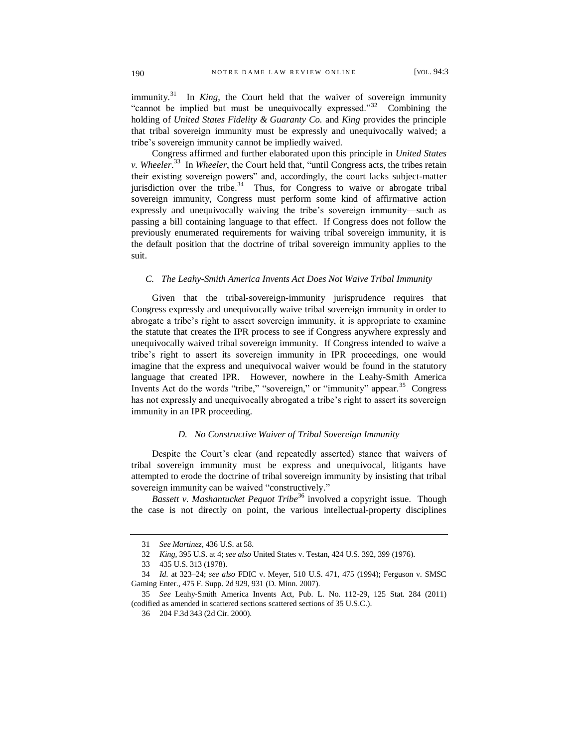immunity.[31] In *King*, the Court held that the waiver of sovereign immunity "cannot be implied but must be unequivocally expressed."[32] Combining the holding of *United States Fidelity & Guaranty Co.* and *King* provides the principle that tribal sovereign immunity must be expressly and unequivocally waived; a tribe's sovereign immunity cannot be impliedly waived.

Congress affirmed and further elaborated upon this principle in *United States v. Wheeler*.[33] In *Wheeler*, the Court held that, "until Congress acts, the tribes retain their existing sovereign powers" and, accordingly, the court lacks subject-matter jurisdiction over the tribe.[34] Thus, for Congress to waive or abrogate tribal sovereign immunity, Congress must perform some kind of affirmative action expressly and unequivocally waiving the tribe's sovereign immunity—such as passing a bill containing language to that effect. If Congress does not follow the previously enumerated requirements for waiving tribal sovereign immunity, it is the default position that the doctrine of tribal sovereign immunity applies to the suit.

### *C. The Leahy-Smith America Invents Act Does Not Waive Tribal Immunity*

Given that the tribal-sovereign-immunity jurisprudence requires that Congress expressly and unequivocally waive tribal sovereign immunity in order to abrogate a tribe's right to assert sovereign immunity, it is appropriate to examine the statute that creates the IPR process to see if Congress anywhere expressly and unequivocally waived tribal sovereign immunity. If Congress intended to waive a tribe's right to assert its sovereign immunity in IPR proceedings, one would imagine that the express and unequivocal waiver would be found in the statutory language that created IPR. However, nowhere in the Leahy-Smith America Invents Act do the words "tribe," "sovereign," or "immunity" appear.[35] Congress has not expressly and unequivocally abrogated a tribe's right to assert its sovereign immunity in an IPR proceeding.

### *D. No Constructive Waiver of Tribal Sovereign Immunity*

Despite the Court's clear (and repeatedly asserted) stance that waivers of tribal sovereign immunity must be express and unequivocal, litigants have attempted to erode the doctrine of tribal sovereign immunity by insisting that tribal sovereign immunity can be waived "constructively."

*Bassett v. Mashantucket Pequot Tribe*[36] involved a copyright issue. Though the case is not directly on point, the various intellectual-property disciplines

---

31 *See Martinez*, 436 U.S. at 58.

32 *King*, 395 U.S. at 4; *see also* United States v. Testan, 424 U.S. 392, 399 (1976).

33 435 U.S. 313 (1978).

34 *Id.* at 323–24; *see also* FDIC v. Meyer, 510 U.S. 471, 475 (1994); Ferguson v. SMSC Gaming Enter., 475 F. Supp. 2d 929, 931 (D. Minn. 2007).

35 *See* Leahy-Smith America Invents Act, Pub. L. No. 112-29, 125 Stat. 284 (2011) (codified as amended in scattered sections scattered sections of 35 U.S.C.).

36 204 F.3d 343 (2d Cir. 2000).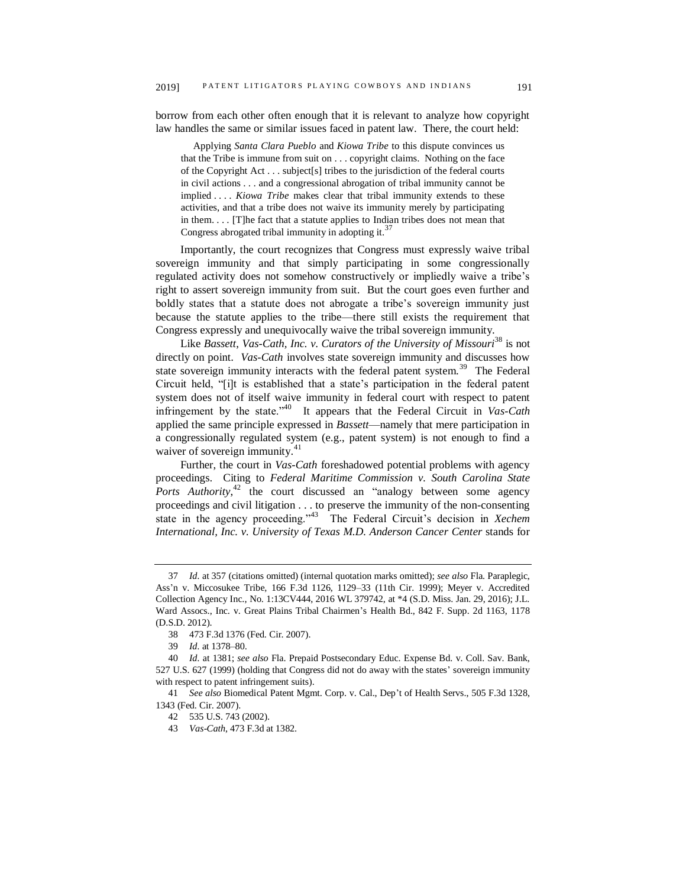borrow from each other often enough that it is relevant to analyze how copyright law handles the same or similar issues faced in patent law. There, the court held:

> Applying *Santa Clara Pueblo* and *Kiowa Tribe* to this dispute convinces us that the Tribe is immune from suit on . . . copyright claims. Nothing on the face of the Copyright Act . . . subject[s] tribes to the jurisdiction of the federal courts in civil actions . . . and a congressional abrogation of tribal immunity cannot be implied . . . . *Kiowa Tribe* makes clear that tribal immunity extends to these activities, and that a tribe does not waive its immunity merely by participating in them. . . . [T]he fact that a statute applies to Indian tribes does not mean that Congress abrogated tribal immunity in adopting it.[37]

Importantly, the court recognizes that Congress must expressly waive tribal sovereign immunity and that simply participating in some congressionally regulated activity does not somehow constructively or impliedly waive a tribe's right to assert sovereign immunity from suit. But the court goes even further and boldly states that a statute does not abrogate a tribe's sovereign immunity just because the statute applies to the tribe—there still exists the requirement that Congress expressly and unequivocally waive the tribal sovereign immunity.

Like *Bassett*, *Vas-Cath, Inc. v. Curators of the University of Missouri*[38] is not directly on point. *Vas-Cath* involves state sovereign immunity and discusses how state sovereign immunity interacts with the federal patent system.[39] The Federal Circuit held, "[i]t is established that a state's participation in the federal patent system does not of itself waive immunity in federal court with respect to patent infringement by the state."[40] It appears that the Federal Circuit in *Vas-Cath* applied the same principle expressed in *Bassett*—namely that mere participation in a congressionally regulated system (e.g., patent system) is not enough to find a waiver of sovereign immunity.[41]

Further, the court in *Vas-Cath* foreshadowed potential problems with agency proceedings. Citing to *Federal Maritime Commission v. South Carolina State Ports Authority*,[42] the court discussed an "analogy between some agency proceedings and civil litigation . . . to preserve the immunity of the non-consenting state in the agency proceeding."[43] The Federal Circuit's decision in *Xechem International, Inc. v. University of Texas M.D. Anderson Cancer Center* stands for

---

37 *Id.* at 357 (citations omitted) (internal quotation marks omitted); *see also* Fla. Paraplegic, Ass'n v. Miccosukee Tribe, 166 F.3d 1126, 1129–33 (11th Cir. 1999); Meyer v. Accredited Collection Agency Inc., No. 1:13CV444, 2016 WL 379742, at *4 (S.D. Miss. Jan. 29, 2016); J.L. Ward Assocs., Inc. v. Great Plains Tribal Chairmen's Health Bd., 842 F. Supp. 2d 1163, 1178 (D.S.D. 2012).

38 473 F.3d 1376 (Fed. Cir. 2007).

39 *Id.* at 1378–80.

40 *Id.* at 1381; *see also* Fla. Prepaid Postsecondary Educ. Expense Bd. v. Coll. Sav. Bank, 527 U.S. 627 (1999) (holding that Congress did not do away with the states' sovereign immunity with respect to patent infringement suits).

41 *See also* Biomedical Patent Mgmt. Corp. v. Cal., Dep't of Health Servs., 505 F.3d 1328, 1343 (Fed. Cir. 2007).

42 535 U.S. 743 (2002).

43 *Vas-Cath*, 473 F.3d at 1382.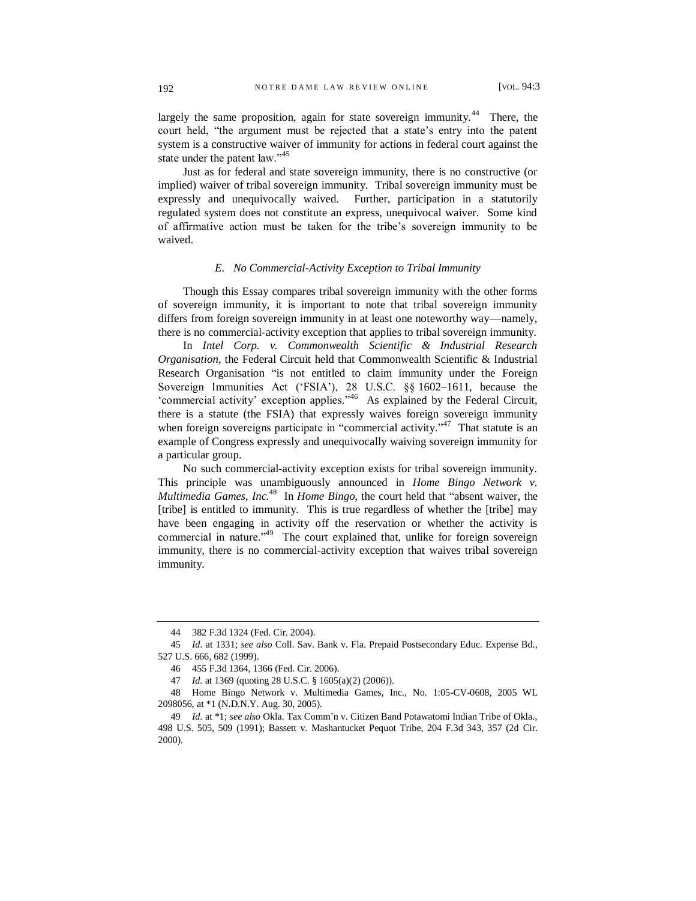largely the same proposition, again for state sovereign immunity.[44] There, the court held, "the argument must be rejected that a state's entry into the patent system is a constructive waiver of immunity for actions in federal court against the state under the patent law."[45]

Just as for federal and state sovereign immunity, there is no constructive (or implied) waiver of tribal sovereign immunity. Tribal sovereign immunity must be expressly and unequivocally waived. Further, participation in a statutorily regulated system does not constitute an express, unequivocal waiver. Some kind of affirmative action must be taken for the tribe's sovereign immunity to be waived.

### *E. No Commercial-Activity Exception to Tribal Immunity*

Though this Essay compares tribal sovereign immunity with the other forms of sovereign immunity, it is important to note that tribal sovereign immunity differs from foreign sovereign immunity in at least one noteworthy way—namely, there is no commercial-activity exception that applies to tribal sovereign immunity.

In *Intel Corp. v. Commonwealth Scientific & Industrial Research Organisation*, the Federal Circuit held that Commonwealth Scientific & Industrial Research Organisation "is not entitled to claim immunity under the Foreign Sovereign Immunities Act ('FSIA'), 28 U.S.C. §§ 1602–1611, because the 'commercial activity' exception applies."[46] As explained by the Federal Circuit, there is a statute (the FSIA) that expressly waives foreign sovereign immunity when foreign sovereigns participate in "commercial activity."[47] That statute is an example of Congress expressly and unequivocally waiving sovereign immunity for a particular group.

No such commercial-activity exception exists for tribal sovereign immunity. This principle was unambiguously announced in *Home Bingo Network v. Multimedia Games, Inc.*[48] In *Home Bingo*, the court held that "absent waiver, the [tribe] is entitled to immunity. This is true regardless of whether the [tribe] may have been engaging in activity off the reservation or whether the activity is commercial in nature."[49] The court explained that, unlike for foreign sovereign immunity, there is no commercial-activity exception that waives tribal sovereign immunity.

---

44 382 F.3d 1324 (Fed. Cir. 2004).

45 *Id.* at 1331; *see also* Coll. Sav. Bank v. Fla. Prepaid Postsecondary Educ. Expense Bd., 527 U.S. 666, 682 (1999).

46 455 F.3d 1364, 1366 (Fed. Cir. 2006).

47 *Id.* at 1369 (quoting 28 U.S.C. § 1605(a)(2) (2006)).

48 Home Bingo Network v. Multimedia Games, Inc., No. 1:05-CV-0608, 2005 WL 2098056, at *1 (N.D.N.Y. Aug. 30, 2005).

49 *Id.* at *1; *see also* Okla. Tax Comm'n v. Citizen Band Potawatomi Indian Tribe of Okla., 498 U.S. 505, 509 (1991); Bassett v. Mashantucket Pequot Tribe, 204 F.3d 343, 357 (2d Cir. 2000).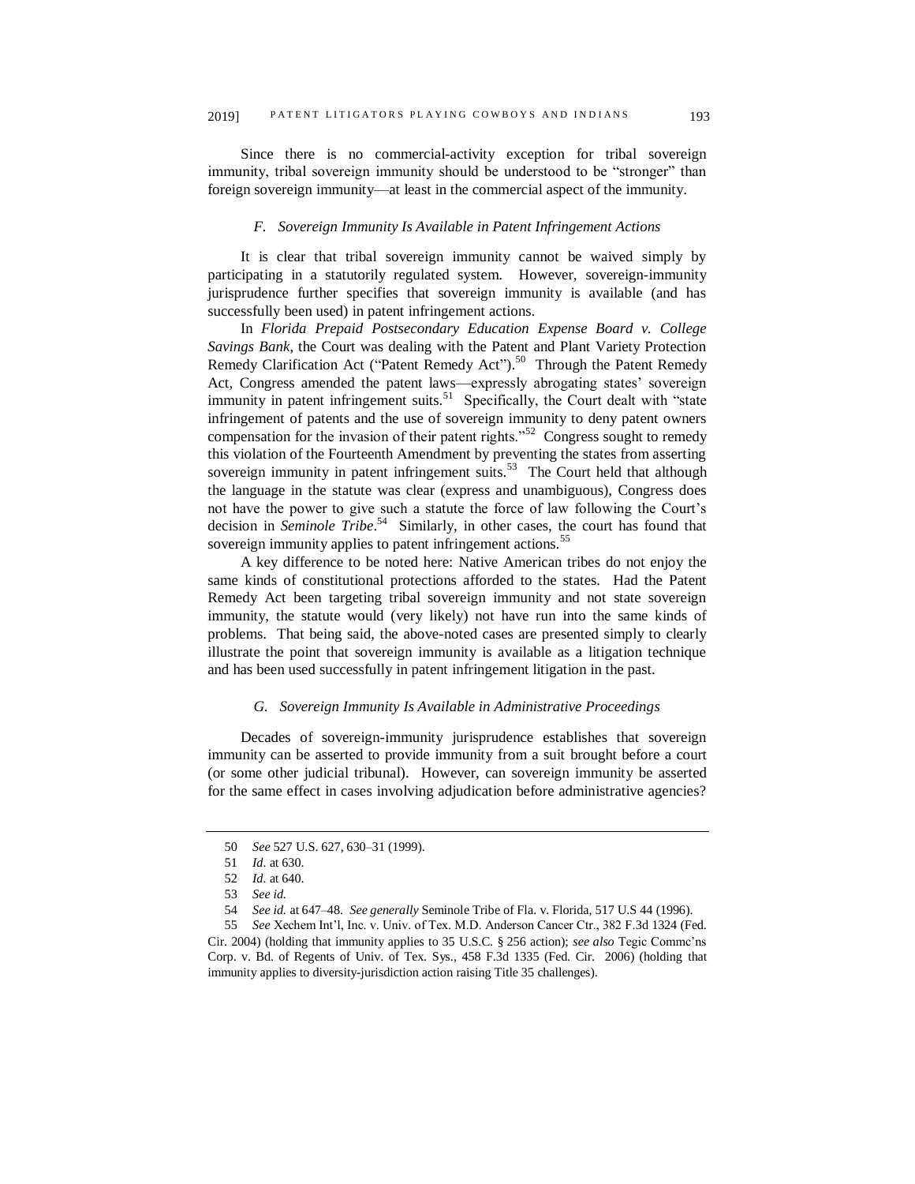Since there is no commercial-activity exception for tribal sovereign immunity, tribal sovereign immunity should be understood to be "stronger" than foreign sovereign immunity—at least in the commercial aspect of the immunity.

### *F. Sovereign Immunity Is Available in Patent Infringement Actions*

It is clear that tribal sovereign immunity cannot be waived simply by participating in a statutorily regulated system. However, sovereign-immunity jurisprudence further specifies that sovereign immunity is available (and has successfully been used) in patent infringement actions.

In *Florida Prepaid Postsecondary Education Expense Board v. College Savings Bank*, the Court was dealing with the Patent and Plant Variety Protection Remedy Clarification Act ("Patent Remedy Act").[50] Through the Patent Remedy Act, Congress amended the patent laws—expressly abrogating states' sovereign immunity in patent infringement suits.[51] Specifically, the Court dealt with "state infringement of patents and the use of sovereign immunity to deny patent owners compensation for the invasion of their patent rights."[52] Congress sought to remedy this violation of the Fourteenth Amendment by preventing the states from asserting sovereign immunity in patent infringement suits.[53] The Court held that although the language in the statute was clear (express and unambiguous), Congress does not have the power to give such a statute the force of law following the Court's decision in *Seminole Tribe*.[54] Similarly, in other cases, the court has found that sovereign immunity applies to patent infringement actions.[55]

A key difference to be noted here: Native American tribes do not enjoy the same kinds of constitutional protections afforded to the states. Had the Patent Remedy Act been targeting tribal sovereign immunity and not state sovereign immunity, the statute would (very likely) not have run into the same kinds of problems. That being said, the above-noted cases are presented simply to clearly illustrate the point that sovereign immunity is available as a litigation technique and has been used successfully in patent infringement litigation in the past.

### *G. Sovereign Immunity Is Available in Administrative Proceedings*

Decades of sovereign-immunity jurisprudence establishes that sovereign immunity can be asserted to provide immunity from a suit brought before a court (or some other judicial tribunal). However, can sovereign immunity be asserted for the same effect in cases involving adjudication before administrative agencies?

---

50 *See* 527 U.S. 627, 630–31 (1999).

51 *Id.* at 630.

52 *Id.* at 640.

53 *See id.*

54 *See id.* at 647–48. *See generally* Seminole Tribe of Fla. v. Florida, 517 U.S 44 (1996).

55 *See* Xechem Int'l, Inc. v. Univ. of Tex. M.D. Anderson Cancer Ctr., 382 F.3d 1324 (Fed. Cir. 2004) (holding that immunity applies to 35 U.S.C. § 256 action); *see also* Tegic Commc'ns Corp. v. Bd. of Regents of Univ. of Tex. Sys., 458 F.3d 1335 (Fed. Cir. 2006) (holding that immunity applies to diversity-jurisdiction action raising Title 35 challenges).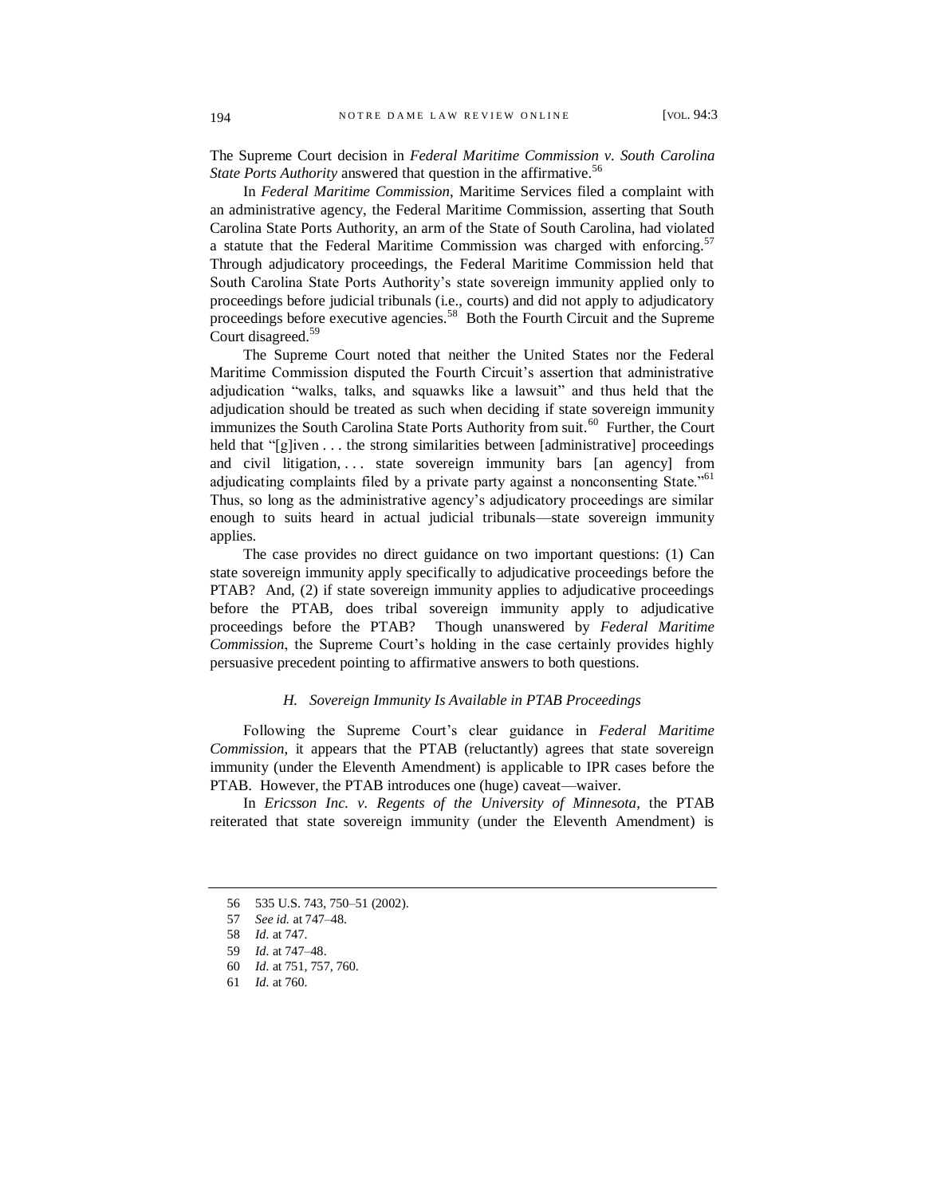The Supreme Court decision in *Federal Maritime Commission v. South Carolina State Ports Authority* answered that question in the affirmative.[56]

In *Federal Maritime Commission*, Maritime Services filed a complaint with an administrative agency, the Federal Maritime Commission, asserting that South Carolina State Ports Authority, an arm of the State of South Carolina, had violated a statute that the Federal Maritime Commission was charged with enforcing.[57] Through adjudicatory proceedings, the Federal Maritime Commission held that South Carolina State Ports Authority's state sovereign immunity applied only to proceedings before judicial tribunals (i.e., courts) and did not apply to adjudicatory proceedings before executive agencies.[58] Both the Fourth Circuit and the Supreme Court disagreed.[59]

The Supreme Court noted that neither the United States nor the Federal Maritime Commission disputed the Fourth Circuit's assertion that administrative adjudication "walks, talks, and squawks like a lawsuit" and thus held that the adjudication should be treated as such when deciding if state sovereign immunity immunizes the South Carolina State Ports Authority from suit.[60] Further, the Court held that "[g]iven . . . the strong similarities between [administrative] proceedings and civil litigation, . . . state sovereign immunity bars [an agency] from adjudicating complaints filed by a private party against a nonconsenting State."[61] Thus, so long as the administrative agency's adjudicatory proceedings are similar enough to suits heard in actual judicial tribunals—state sovereign immunity applies.

The case provides no direct guidance on two important questions: (1) Can state sovereign immunity apply specifically to adjudicative proceedings before the PTAB? And, (2) if state sovereign immunity applies to adjudicative proceedings before the PTAB, does tribal sovereign immunity apply to adjudicative proceedings before the PTAB? Though unanswered by *Federal Maritime Commission*, the Supreme Court's holding in the case certainly provides highly persuasive precedent pointing to affirmative answers to both questions.

### *H. Sovereign Immunity Is Available in PTAB Proceedings*

Following the Supreme Court's clear guidance in *Federal Maritime Commission*, it appears that the PTAB (reluctantly) agrees that state sovereign immunity (under the Eleventh Amendment) is applicable to IPR cases before the PTAB. However, the PTAB introduces one (huge) caveat—waiver.

In *Ericsson Inc. v. Regents of the University of Minnesota*, the PTAB reiterated that state sovereign immunity (under the Eleventh Amendment) is

---

56 535 U.S. 743, 750–51 (2002).

57 *See id.* at 747–48.

58 *Id.* at 747.

59 *Id.* at 747–48.

60 *Id.* at 751, 757, 760.

61 *Id.* at 760.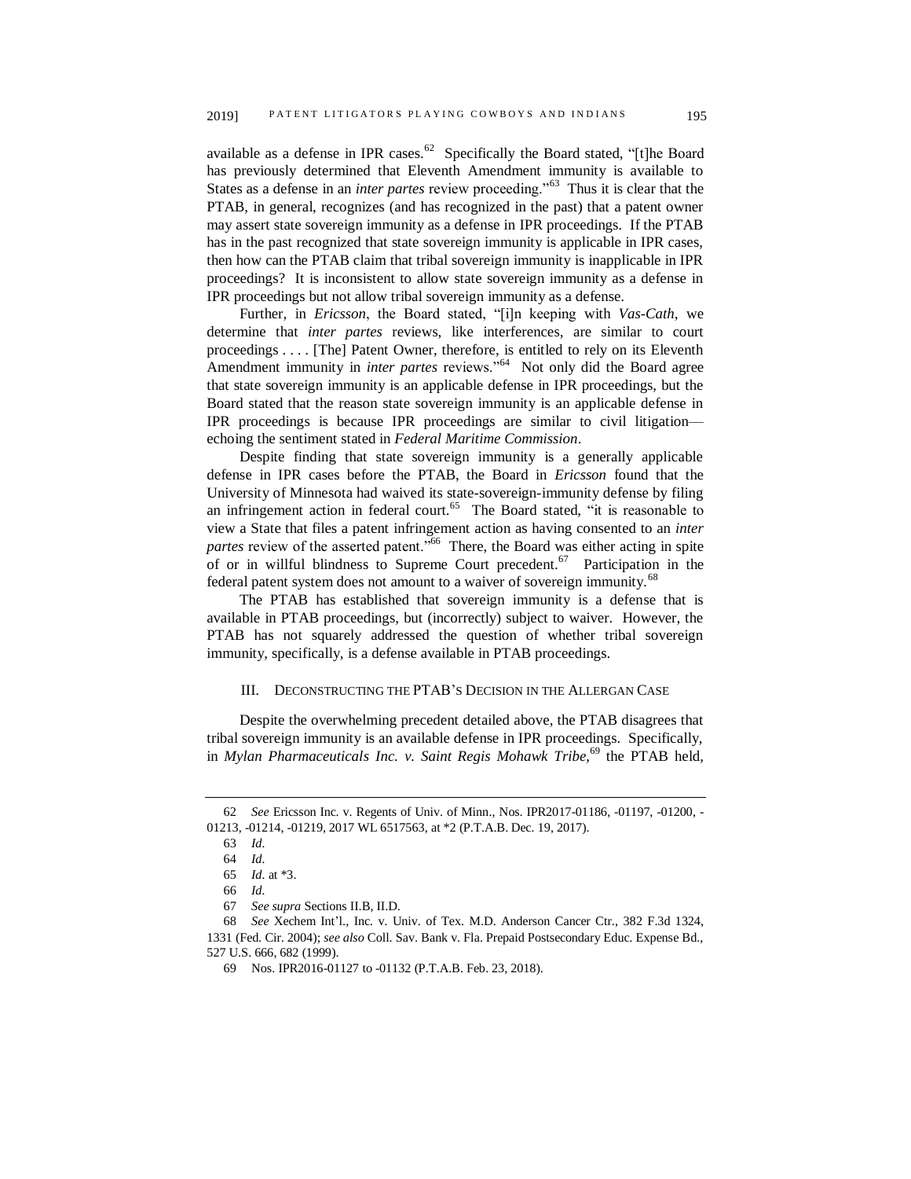available as a defense in IPR cases.[62] Specifically the Board stated, "[t]he Board has previously determined that Eleventh Amendment immunity is available to States as a defense in an *inter partes* review proceeding."[63] Thus it is clear that the PTAB, in general, recognizes (and has recognized in the past) that a patent owner may assert state sovereign immunity as a defense in IPR proceedings. If the PTAB has in the past recognized that state sovereign immunity is applicable in IPR cases, then how can the PTAB claim that tribal sovereign immunity is inapplicable in IPR proceedings? It is inconsistent to allow state sovereign immunity as a defense in IPR proceedings but not allow tribal sovereign immunity as a defense.

Further, in *Ericsson*, the Board stated, "[i]n keeping with *Vas-Cath*, we determine that *inter partes* reviews, like interferences, are similar to court proceedings . . . . [The] Patent Owner, therefore, is entitled to rely on its Eleventh Amendment immunity in *inter partes* reviews."[64] Not only did the Board agree that state sovereign immunity is an applicable defense in IPR proceedings, but the Board stated that the reason state sovereign immunity is an applicable defense in IPR proceedings is because IPR proceedings are similar to civil litigation—echoing the sentiment stated in *Federal Maritime Commission*.

Despite finding that state sovereign immunity is a generally applicable defense in IPR cases before the PTAB, the Board in *Ericsson* found that the University of Minnesota had waived its state-sovereign-immunity defense by filing an infringement action in federal court.[65] The Board stated, "it is reasonable to view a State that files a patent infringement action as having consented to an *inter partes* review of the asserted patent."[66] There, the Board was either acting in spite of or in willful blindness to Supreme Court precedent.[67] Participation in the federal patent system does not amount to a waiver of sovereign immunity.[68]

The PTAB has established that sovereign immunity is a defense that is available in PTAB proceedings, but (incorrectly) subject to waiver. However, the PTAB has not squarely addressed the question of whether tribal sovereign immunity, specifically, is a defense available in PTAB proceedings.

## III. Deconstructing the PTAB's Decision in the Allergan Case

Despite the overwhelming precedent detailed above, the PTAB disagrees that tribal sovereign immunity is an available defense in IPR proceedings. Specifically, in *Mylan Pharmaceuticals Inc. v. Saint Regis Mohawk Tribe*,[69] the PTAB held,

---

62 *See* Ericsson Inc. v. Regents of Univ. of Minn., Nos. IPR2017-01186, -01197, -01200, -01213, -01214, -01219, 2017 WL 6517563, at *2 (P.T.A.B. Dec. 19, 2017).

63 *Id*.

64 *Id*.

65 *Id*. at *3.

66 *Id*.

67 *See supra* Sections II.B, II.D.

68 *See* Xechem Int'l., Inc. v. Univ. of Tex. M.D. Anderson Cancer Ctr., 382 F.3d 1324, 1331 (Fed. Cir. 2004); *see also* Coll. Sav. Bank v. Fla. Prepaid Postsecondary Educ. Expense Bd., 527 U.S. 666, 682 (1999).

69 Nos. IPR2016-01127 to -01132 (P.T.A.B. Feb. 23, 2018).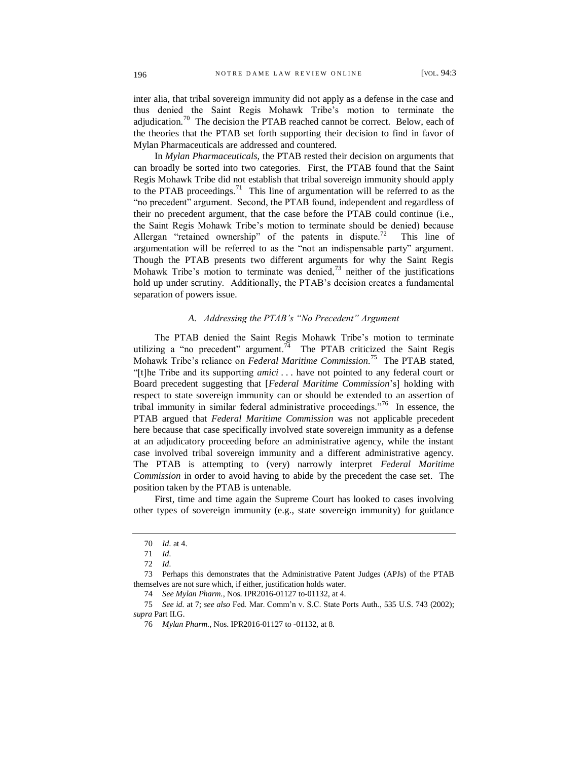inter alia, that tribal sovereign immunity did not apply as a defense in the case and thus denied the Saint Regis Mohawk Tribe's motion to terminate the adjudication.[70] The decision the PTAB reached cannot be correct. Below, each of the theories that the PTAB set forth supporting their decision to find in favor of Mylan Pharmaceuticals are addressed and countered.

In *Mylan Pharmaceuticals*, the PTAB rested their decision on arguments that can broadly be sorted into two categories. First, the PTAB found that the Saint Regis Mohawk Tribe did not establish that tribal sovereign immunity should apply to the PTAB proceedings.[71] This line of argumentation will be referred to as the "no precedent" argument. Second, the PTAB found, independent and regardless of their no precedent argument, that the case before the PTAB could continue (i.e., the Saint Regis Mohawk Tribe's motion to terminate should be denied) because Allergan "retained ownership" of the patents in dispute.[72] This line of argumentation will be referred to as the "not an indispensable party" argument. Though the PTAB presents two different arguments for why the Saint Regis Mohawk Tribe's motion to terminate was denied,[73] neither of the justifications hold up under scrutiny. Additionally, the PTAB's decision creates a fundamental separation of powers issue.

### *A. Addressing the PTAB's "No Precedent" Argument*

The PTAB denied the Saint Regis Mohawk Tribe's motion to terminate utilizing a "no precedent" argument.[74] The PTAB criticized the Saint Regis Mohawk Tribe's reliance on *Federal Maritime Commission*.[75] The PTAB stated, "[t]he Tribe and its supporting *amici* . . . have not pointed to any federal court or Board precedent suggesting that [*Federal Maritime Commission*'s] holding with respect to state sovereign immunity can or should be extended to an assertion of tribal immunity in similar federal administrative proceedings."[76] In essence, the PTAB argued that *Federal Maritime Commission* was not applicable precedent here because that case specifically involved state sovereign immunity as a defense at an adjudicatory proceeding before an administrative agency, while the instant case involved tribal sovereign immunity and a different administrative agency. The PTAB is attempting to (very) narrowly interpret *Federal Maritime Commission* in order to avoid having to abide by the precedent the case set. The position taken by the PTAB is untenable.

First, time and time again the Supreme Court has looked to cases involving other types of sovereign immunity (e.g., state sovereign immunity) for guidance

---

70 *Id.* at 4.

71 *Id.*

72 *Id.*

73 Perhaps this demonstrates that the Administrative Patent Judges (APJs) of the PTAB themselves are not sure which, if either, justification holds water.

74 *See Mylan Pharm.*, Nos. IPR2016-01127 to-01132, at 4.

75 *See id.* at 7; *see also* Fed. Mar. Comm'n v. S.C. State Ports Auth., 535 U.S. 743 (2002); *supra* Part II.G.

76 *Mylan Pharm.*, Nos. IPR2016-01127 to -01132, at 8.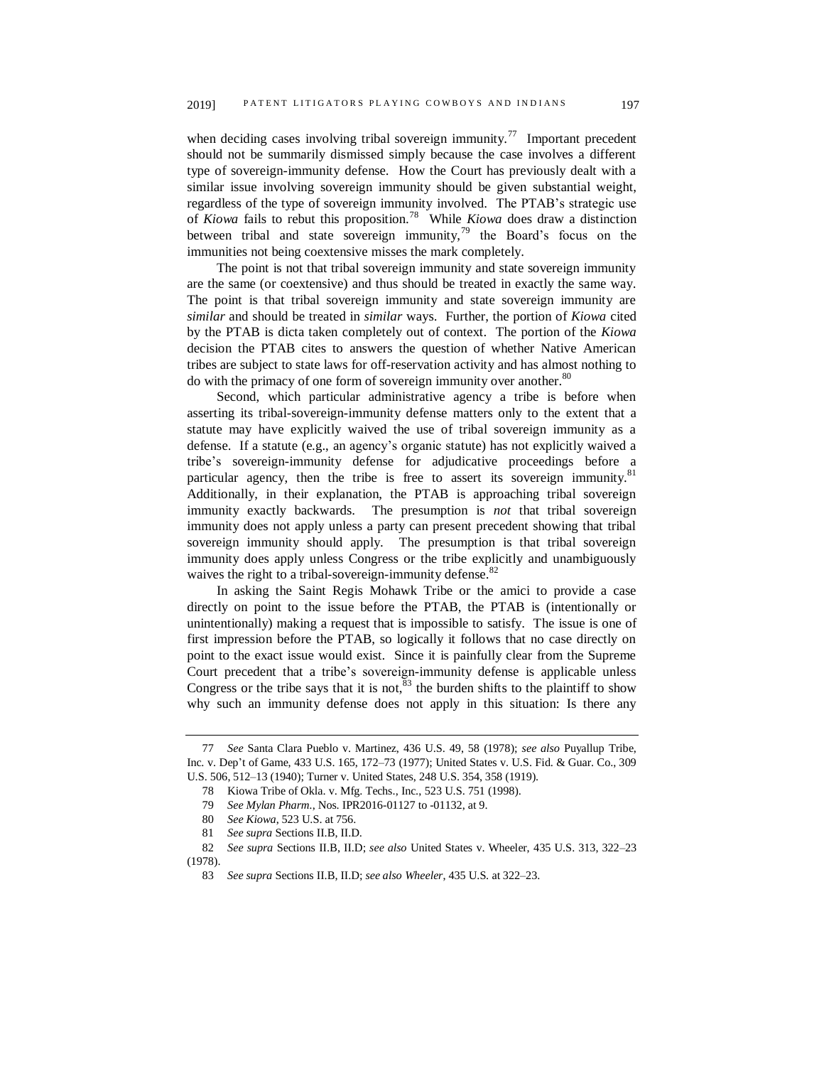when deciding cases involving tribal sovereign immunity.[77] Important precedent should not be summarily dismissed simply because the case involves a different type of sovereign-immunity defense. How the Court has previously dealt with a similar issue involving sovereign immunity should be given substantial weight, regardless of the type of sovereign immunity involved. The PTAB's strategic use of *Kiowa* fails to rebut this proposition.[78] While *Kiowa* does draw a distinction between tribal and state sovereign immunity,[79] the Board's focus on the immunities not being coextensive misses the mark completely.

The point is not that tribal sovereign immunity and state sovereign immunity are the same (or coextensive) and thus should be treated in exactly the same way. The point is that tribal sovereign immunity and state sovereign immunity are *similar* and should be treated in *similar* ways. Further, the portion of *Kiowa* cited by the PTAB is dicta taken completely out of context. The portion of the *Kiowa* decision the PTAB cites to answers the question of whether Native American tribes are subject to state laws for off-reservation activity and has almost nothing to do with the primacy of one form of sovereign immunity over another.[80]

Second, which particular administrative agency a tribe is before when asserting its tribal-sovereign-immunity defense matters only to the extent that a statute may have explicitly waived the use of tribal sovereign immunity as a defense. If a statute (e.g., an agency's organic statute) has not explicitly waived a tribe's sovereign-immunity defense for adjudicative proceedings before a particular agency, then the tribe is free to assert its sovereign immunity.[81] Additionally, in their explanation, the PTAB is approaching tribal sovereign immunity exactly backwards. The presumption is *not* that tribal sovereign immunity does not apply unless a party can present precedent showing that tribal sovereign immunity should apply. The presumption is that tribal sovereign immunity does apply unless Congress or the tribe explicitly and unambiguously waives the right to a tribal-sovereign-immunity defense.[82]

In asking the Saint Regis Mohawk Tribe or the amici to provide a case directly on point to the issue before the PTAB, the PTAB is (intentionally or unintentionally) making a request that is impossible to satisfy. The issue is one of first impression before the PTAB, so logically it follows that no case directly on point to the exact issue would exist. Since it is painfully clear from the Supreme Court precedent that a tribe's sovereign-immunity defense is applicable unless Congress or the tribe says that it is not,[83] the burden shifts to the plaintiff to show why such an immunity defense does not apply in this situation: Is there any

---

77 *See* Santa Clara Pueblo v. Martinez, 436 U.S. 49, 58 (1978); *see also* Puyallup Tribe, Inc. v. Dep't of Game, 433 U.S. 165, 172–73 (1977); United States v. U.S. Fid. & Guar. Co., 309 U.S. 506, 512–13 (1940); Turner v. United States, 248 U.S. 354, 358 (1919).

78 Kiowa Tribe of Okla. v. Mfg. Techs., Inc., 523 U.S. 751 (1998).

79 *See Mylan Pharm.*, Nos. IPR2016-01127 to -01132, at 9.

80 *See Kiowa*, 523 U.S. at 756.

81 *See supra* Sections II.B, II.D.

82 *See supra* Sections II.B, II.D; *see also* United States v. Wheeler, 435 U.S. 313, 322–23 (1978).

83 *See supra* Sections II.B, II.D; *see also Wheeler*, 435 U.S. at 322–23.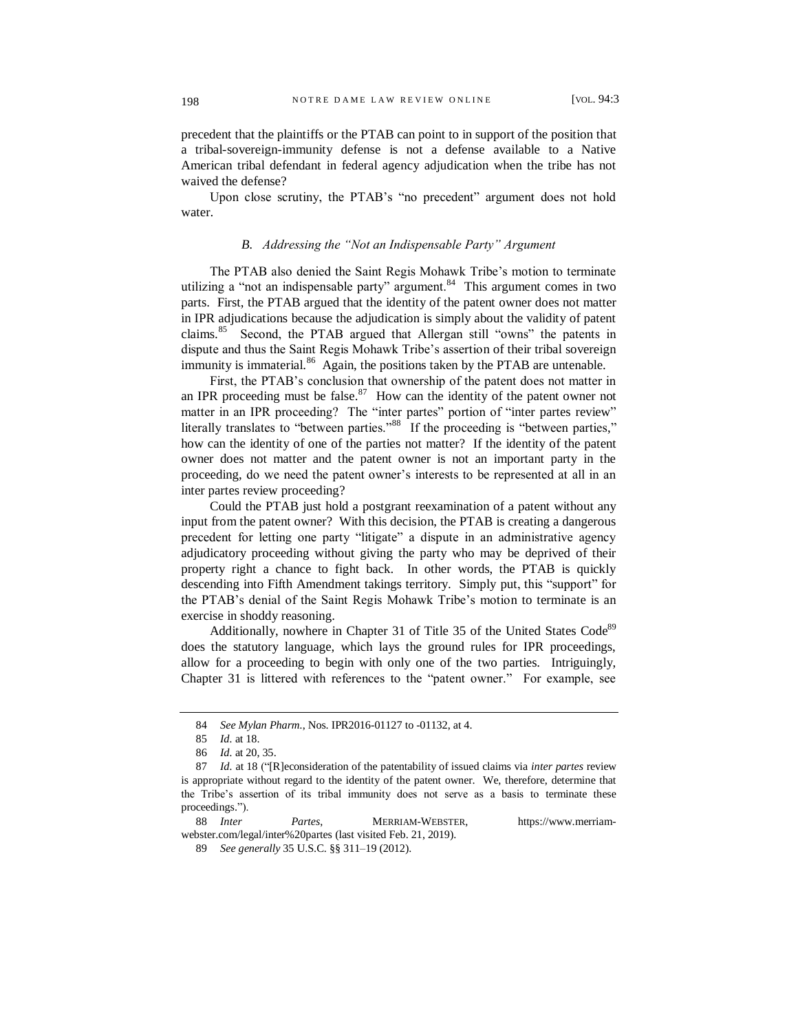precedent that the plaintiffs or the PTAB can point to in support of the position that a tribal-sovereign-immunity defense is not a defense available to a Native American tribal defendant in federal agency adjudication when the tribe has not waived the defense?

Upon close scrutiny, the PTAB's "no precedent" argument does not hold water.

### *B. Addressing the "Not an Indispensable Party" Argument*

The PTAB also denied the Saint Regis Mohawk Tribe's motion to terminate utilizing a "not an indispensable party" argument.[84] This argument comes in two parts. First, the PTAB argued that the identity of the patent owner does not matter in IPR adjudications because the adjudication is simply about the validity of patent claims.[85] Second, the PTAB argued that Allergan still "owns" the patents in dispute and thus the Saint Regis Mohawk Tribe's assertion of their tribal sovereign immunity is immaterial.[86] Again, the positions taken by the PTAB are untenable.

First, the PTAB's conclusion that ownership of the patent does not matter in an IPR proceeding must be false.[87] How can the identity of the patent owner not matter in an IPR proceeding? The "inter partes" portion of "inter partes review" literally translates to "between parties."[88] If the proceeding is "between parties," how can the identity of one of the parties not matter? If the identity of the patent owner does not matter and the patent owner is not an important party in the proceeding, do we need the patent owner's interests to be represented at all in an inter partes review proceeding?

Could the PTAB just hold a postgrant reexamination of a patent without any input from the patent owner? With this decision, the PTAB is creating a dangerous precedent for letting one party "litigate" a dispute in an administrative agency adjudicatory proceeding without giving the party who may be deprived of their property right a chance to fight back. In other words, the PTAB is quickly descending into Fifth Amendment takings territory. Simply put, this "support" for the PTAB's denial of the Saint Regis Mohawk Tribe's motion to terminate is an exercise in shoddy reasoning.

Additionally, nowhere in Chapter 31 of Title 35 of the United States Code[89] does the statutory language, which lays the ground rules for IPR proceedings, allow for a proceeding to begin with only one of the two parties. Intriguingly, Chapter 31 is littered with references to the "patent owner." For example, see

---

84 *See Mylan Pharm.*, Nos. IPR2016-01127 to -01132, at 4.

85 *Id.* at 18.

86 *Id.* at 20, 35.

87 *Id.* at 18 ("[R]econsideration of the patentability of issued claims via *inter partes* review is appropriate without regard to the identity of the patent owner. We, therefore, determine that the Tribe's assertion of its tribal immunity does not serve as a basis to terminate these proceedings.").

88 *Inter Partes*, MERRIAM-WEBSTER, https://www.merriam-webster.com/legal/inter%20partes (last visited Feb. 21, 2019).

89 *See generally* 35 U.S.C. §§ 311–19 (2012).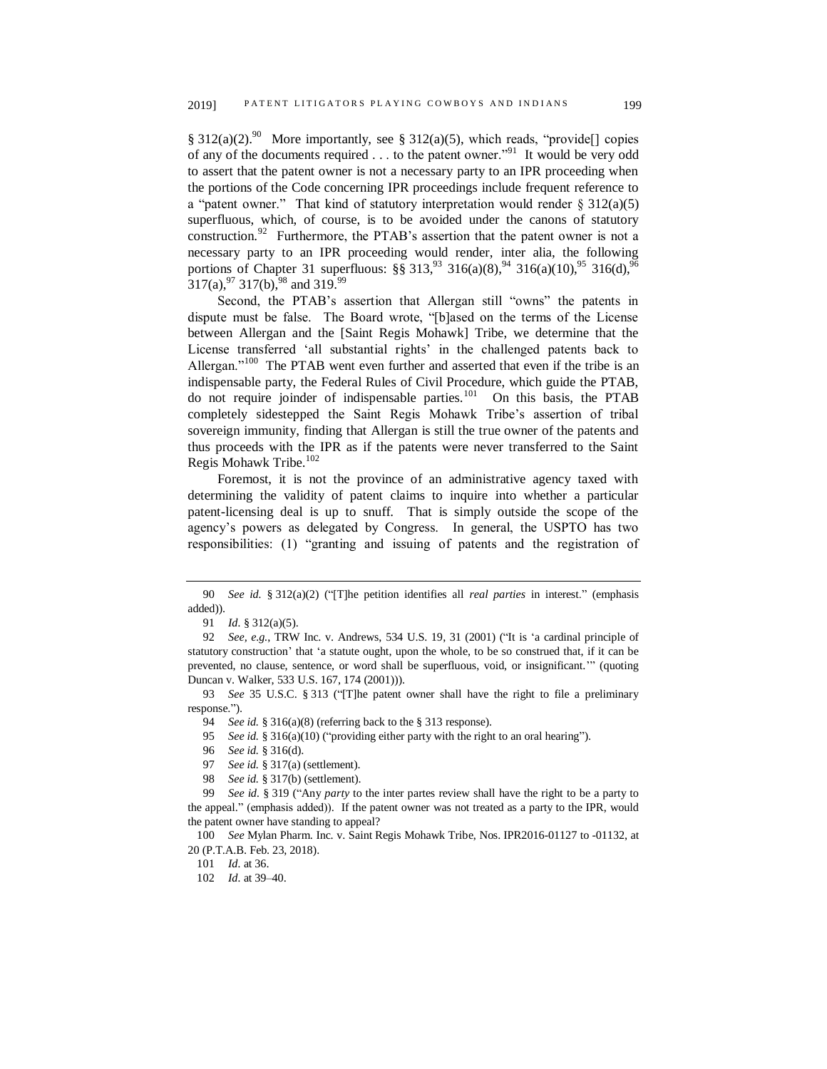§ 312(a)(2).[90] More importantly, see § 312(a)(5), which reads, "provide[] copies of any of the documents required . . . to the patent owner."[91] It would be very odd to assert that the patent owner is not a necessary party to an IPR proceeding when the portions of the Code concerning IPR proceedings include frequent reference to a "patent owner." That kind of statutory interpretation would render § 312(a)(5) superfluous, which, of course, is to be avoided under the canons of statutory construction.[92] Furthermore, the PTAB's assertion that the patent owner is not a necessary party to an IPR proceeding would render, inter alia, the following portions of Chapter 31 superfluous: §§ 313,[93] 316(a)(8),[94] 316(a)(10),[95] 316(d),[96] 317(a),[97] 317(b),[98] and 319.[99]

Second, the PTAB's assertion that Allergan still "owns" the patents in dispute must be false. The Board wrote, "[b]ased on the terms of the License between Allergan and the [Saint Regis Mohawk] Tribe, we determine that the License transferred 'all substantial rights' in the challenged patents back to Allergan."[100] The PTAB went even further and asserted that even if the tribe is an indispensable party, the Federal Rules of Civil Procedure, which guide the PTAB, do not require joinder of indispensable parties.[101] On this basis, the PTAB completely sidestepped the Saint Regis Mohawk Tribe's assertion of tribal sovereign immunity, finding that Allergan is still the true owner of the patents and thus proceeds with the IPR as if the patents were never transferred to the Saint Regis Mohawk Tribe.[102]

Foremost, it is not the province of an administrative agency taxed with determining the validity of patent claims to inquire into whether a particular patent-licensing deal is up to snuff. That is simply outside the scope of the agency's powers as delegated by Congress. In general, the USPTO has two responsibilities: (1) "granting and issuing of patents and the registration of

---

90 *See id.* § 312(a)(2) ("[T]he petition identifies all *real parties* in interest." (emphasis added)).

91 *Id.* § 312(a)(5).

92 *See, e.g.*, TRW Inc. v. Andrews, 534 U.S. 19, 31 (2001) ("It is 'a cardinal principle of statutory construction' that 'a statute ought, upon the whole, to be so construed that, if it can be prevented, no clause, sentence, or word shall be superfluous, void, or insignificant.'" (quoting Duncan v. Walker, 533 U.S. 167, 174 (2001))).

93 *See* 35 U.S.C. § 313 ("[T]he patent owner shall have the right to file a preliminary response.").

94 *See id.* § 316(a)(8) (referring back to the § 313 response).

95 *See id.* § 316(a)(10) ("providing either party with the right to an oral hearing").

96 *See id.* § 316(d).

97 *See id.* § 317(a) (settlement).

98 *See id.* § 317(b) (settlement).

99 *See id.* § 319 ("Any *party* to the inter partes review shall have the right to be a party to the appeal." (emphasis added)). If the patent owner was not treated as a party to the IPR, would the patent owner have standing to appeal?

100 *See* Mylan Pharm. Inc. v. Saint Regis Mohawk Tribe, Nos. IPR2016-01127 to -01132, at 20 (P.T.A.B. Feb. 23, 2018).

101 *Id.* at 36.

102 *Id.* at 39–40.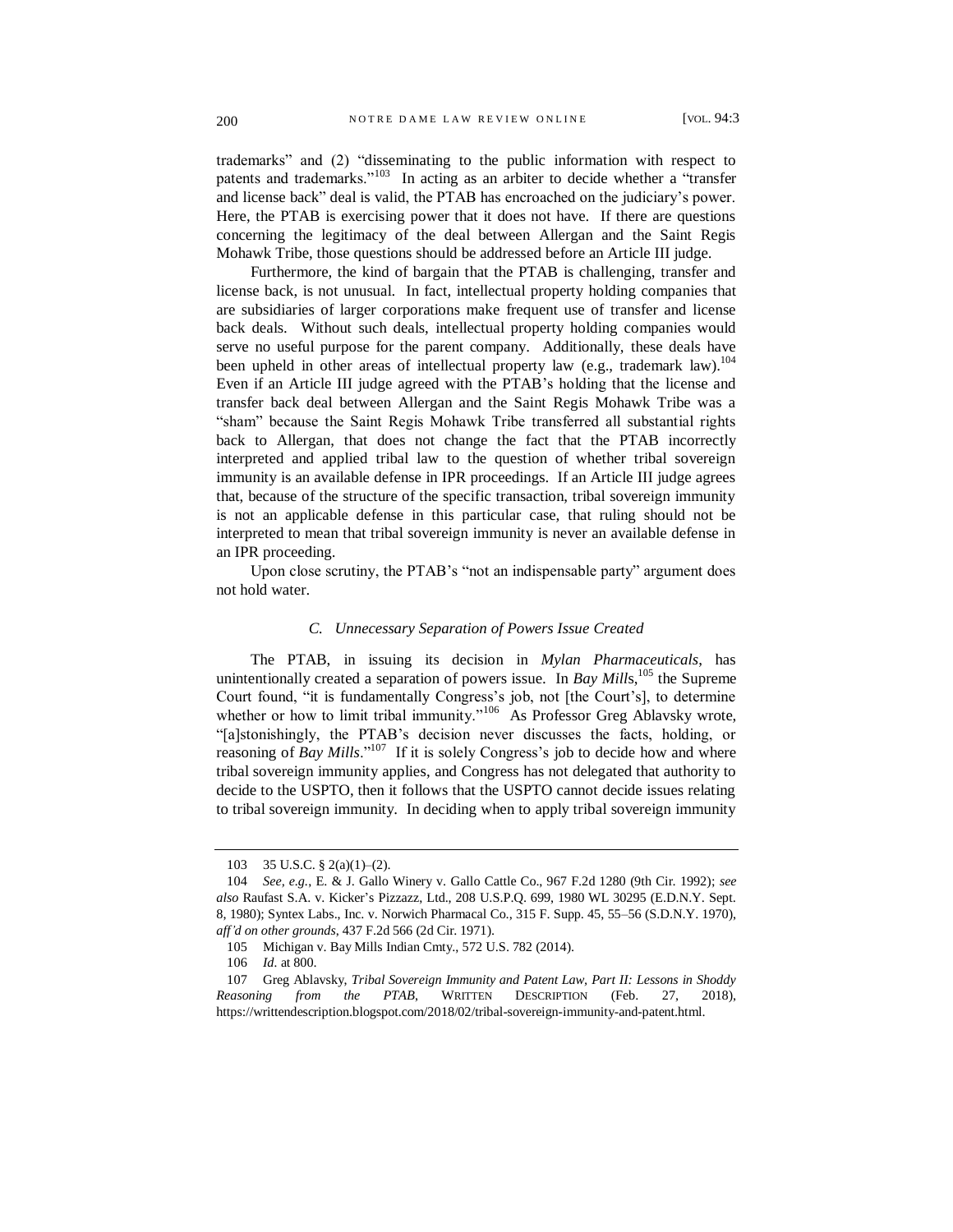trademarks" and (2) "disseminating to the public information with respect to patents and trademarks."[103] In acting as an arbiter to decide whether a "transfer and license back" deal is valid, the PTAB has encroached on the judiciary's power. Here, the PTAB is exercising power that it does not have. If there are questions concerning the legitimacy of the deal between Allergan and the Saint Regis Mohawk Tribe, those questions should be addressed before an Article III judge.

Furthermore, the kind of bargain that the PTAB is challenging, transfer and license back, is not unusual. In fact, intellectual property holding companies that are subsidiaries of larger corporations make frequent use of transfer and license back deals. Without such deals, intellectual property holding companies would serve no useful purpose for the parent company. Additionally, these deals have been upheld in other areas of intellectual property law (e.g., trademark law).[104] Even if an Article III judge agreed with the PTAB's holding that the license and transfer back deal between Allergan and the Saint Regis Mohawk Tribe was a "sham" because the Saint Regis Mohawk Tribe transferred all substantial rights back to Allergan, that does not change the fact that the PTAB incorrectly interpreted and applied tribal law to the question of whether tribal sovereign immunity is an available defense in IPR proceedings. If an Article III judge agrees that, because of the structure of the specific transaction, tribal sovereign immunity is not an applicable defense in this particular case, that ruling should not be interpreted to mean that tribal sovereign immunity is never an available defense in an IPR proceeding.

Upon close scrutiny, the PTAB's "not an indispensable party" argument does not hold water.

### *C. Unnecessary Separation of Powers Issue Created*

The PTAB, in issuing its decision in *Mylan Pharmaceuticals*, has unintentionally created a separation of powers issue. In *Bay Mills*,[105] the Supreme Court found, "it is fundamentally Congress's job, not [the Court's], to determine whether or how to limit tribal immunity."[106] As Professor Greg Ablavsky wrote, "[a]stonishingly, the PTAB's decision never discusses the facts, holding, or reasoning of *Bay Mills*."[107] If it is solely Congress's job to decide how and where tribal sovereign immunity applies, and Congress has not delegated that authority to decide to the USPTO, then it follows that the USPTO cannot decide issues relating to tribal sovereign immunity. In deciding when to apply tribal sovereign immunity

---

103 35 U.S.C. § 2(a)(1)–(2).

104 *See, e.g.*, E. & J. Gallo Winery v. Gallo Cattle Co., 967 F.2d 1280 (9th Cir. 1992); *see also* Raufast S.A. v. Kicker's Pizzazz, Ltd., 208 U.S.P.Q. 699, 1980 WL 30295 (E.D.N.Y. Sept. 8, 1980); Syntex Labs., Inc. v. Norwich Pharmacal Co., 315 F. Supp. 45, 55–56 (S.D.N.Y. 1970), *aff'd on other grounds*, 437 F.2d 566 (2d Cir. 1971).

105 Michigan v. Bay Mills Indian Cmty., 572 U.S. 782 (2014).

106 *Id.* at 800.

107 Greg Ablavsky, *Tribal Sovereign Immunity and Patent Law, Part II: Lessons in Shoddy Reasoning from the PTAB*, WRITTEN DESCRIPTION (Feb. 27, 2018), https://writtendescription.blogspot.com/2018/02/tribal-sovereign-immunity-and-patent.html.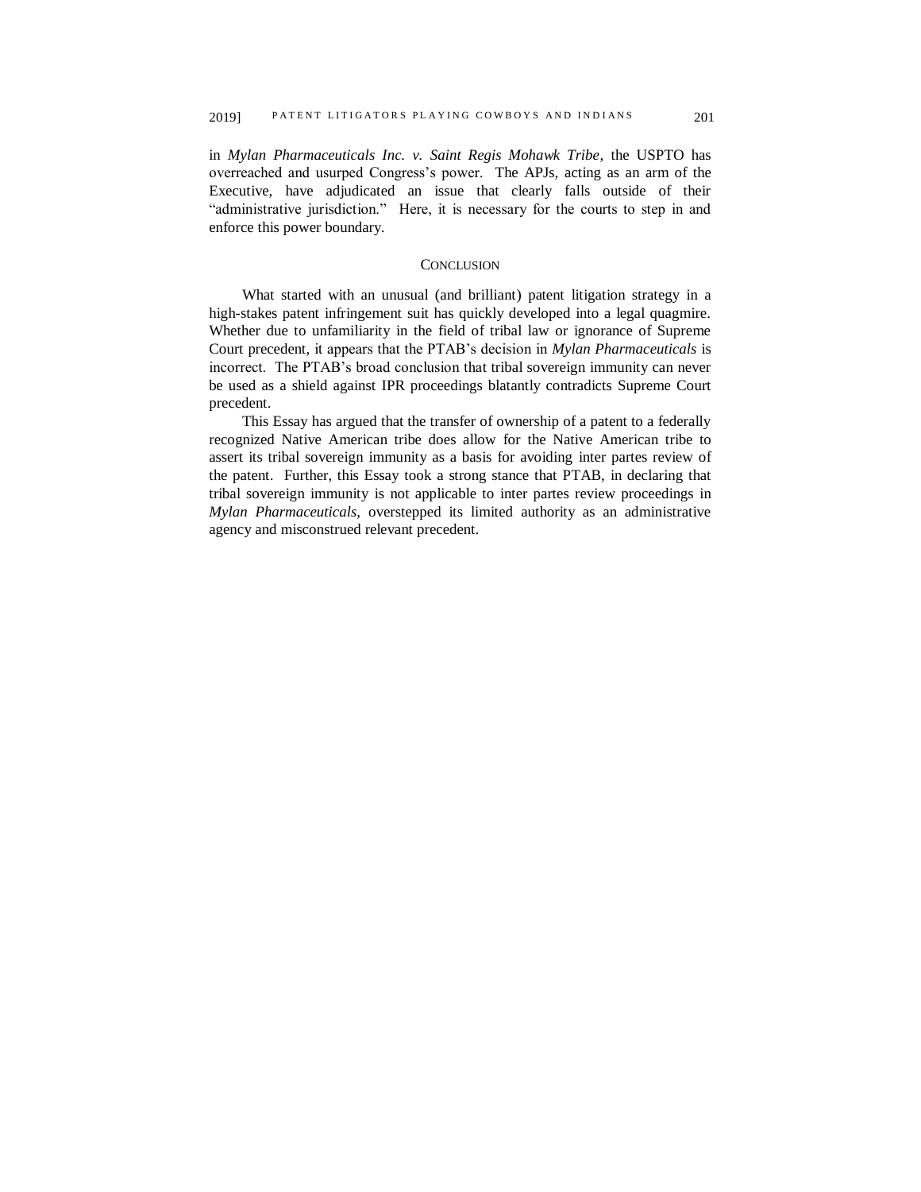in *Mylan Pharmaceuticals Inc. v. Saint Regis Mohawk Tribe*, the USPTO has overreached and usurped Congress's power. The APJs, acting as an arm of the Executive, have adjudicated an issue that clearly falls outside of their "administrative jurisdiction." Here, it is necessary for the courts to step in and enforce this power boundary.

## Conclusion

What started with an unusual (and brilliant) patent litigation strategy in a high-stakes patent infringement suit has quickly developed into a legal quagmire. Whether due to unfamiliarity in the field of tribal law or ignorance of Supreme Court precedent, it appears that the PTAB's decision in *Mylan Pharmaceuticals* is incorrect. The PTAB's broad conclusion that tribal sovereign immunity can never be used as a shield against IPR proceedings blatantly contradicts Supreme Court precedent.

This Essay has argued that the transfer of ownership of a patent to a federally recognized Native American tribe does allow for the Native American tribe to assert its tribal sovereign immunity as a basis for avoiding inter partes review of the patent. Further, this Essay took a strong stance that PTAB, in declaring that tribal sovereign immunity is not applicable to inter partes review proceedings in *Mylan Pharmaceuticals*, overstepped its limited authority as an administrative agency and misconstrued relevant precedent.